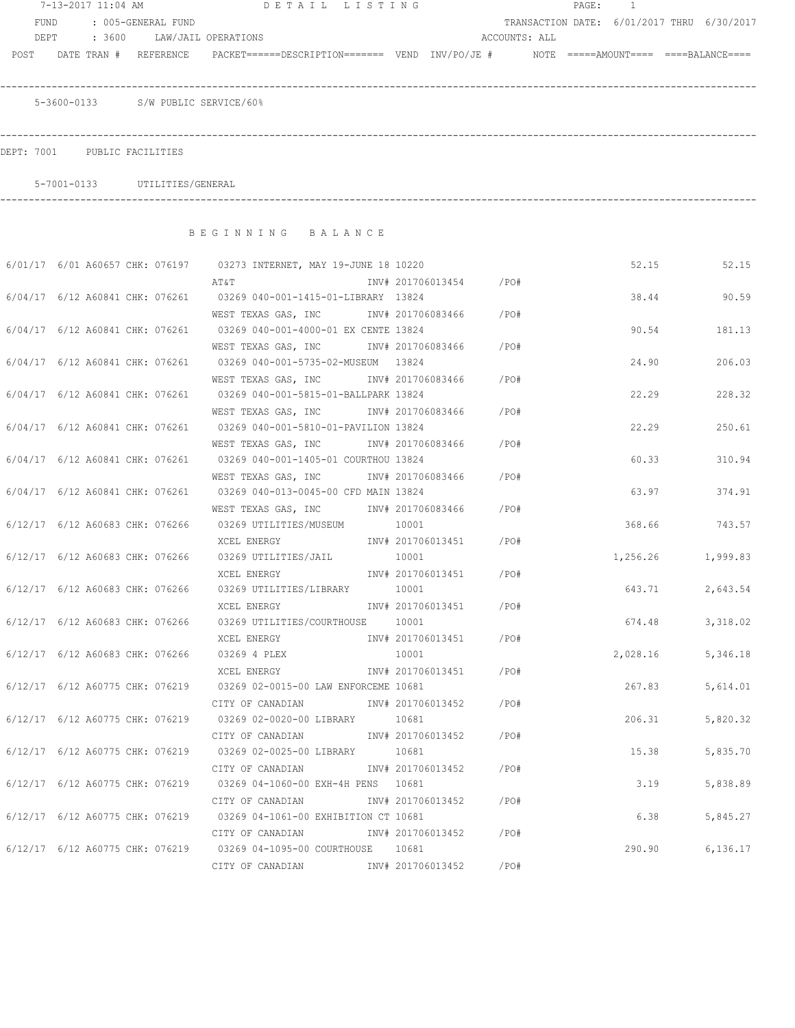7-13-2017 11:04 AM — DETAIL LISTING

FUND : 005-GENERAL FUND — TRANSACTION DATE: 6/01/2017 THRU 6/30/2017

DEPT : 3600 LAW/JAIL OPERATIONS — ACCOUNTS: ALL

5-3600-0133 S/W PUBLIC SERVICE/60%

DEPT: 7001 PUBLIC FACILITIES

5-7001-0133 UTILITIES/GENERAL

B E G I N N I N G   B A L A N C E

| POST | DATE | TRAN # | REFERENCE | PACKET | DESCRIPTION | VEND | INV/PO/JE # | NOTE | AMOUNT | BALANCE |
|---|---|---|---|---|---|---|---|---|---|---|
| 6/01/17 | 6/01 | A60657 | CHK: 076197 | 03273 | INTERNET, MAY 19-JUNE 18 / AT&T | 10220 | INV# 201706013454 /PO# | | 52.15 | 52.15 |
| 6/04/17 | 6/12 | A60841 | CHK: 076261 | 03269 | 040-001-1415-01-LIBRARY / WEST TEXAS GAS, INC | 13824 | INV# 201706083466 /PO# | | 38.44 | 90.59 |
| 6/04/17 | 6/12 | A60841 | CHK: 076261 | 03269 | 040-001-4000-01 EX CENTE / WEST TEXAS GAS, INC | 13824 | INV# 201706083466 /PO# | | 90.54 | 181.13 |
| 6/04/17 | 6/12 | A60841 | CHK: 076261 | 03269 | 040-001-5735-02-MUSEUM / WEST TEXAS GAS, INC | 13824 | INV# 201706083466 /PO# | | 24.90 | 206.03 |
| 6/04/17 | 6/12 | A60841 | CHK: 076261 | 03269 | 040-001-5815-01-BALLPARK / WEST TEXAS GAS, INC | 13824 | INV# 201706083466 /PO# | | 22.29 | 228.32 |
| 6/04/17 | 6/12 | A60841 | CHK: 076261 | 03269 | 040-001-5810-01-PAVILION / WEST TEXAS GAS, INC | 13824 | INV# 201706083466 /PO# | | 22.29 | 250.61 |
| 6/04/17 | 6/12 | A60841 | CHK: 076261 | 03269 | 040-001-1405-01 COURTHOU / WEST TEXAS GAS, INC | 13824 | INV# 201706083466 /PO# | | 60.33 | 310.94 |
| 6/04/17 | 6/12 | A60841 | CHK: 076261 | 03269 | 040-013-0045-00 CFD MAIN / WEST TEXAS GAS, INC | 13824 | INV# 201706083466 /PO# | | 63.97 | 374.91 |
| 6/12/17 | 6/12 | A60683 | CHK: 076266 | 03269 | UTILITIES/MUSEUM / XCEL ENERGY | 10001 | INV# 201706013451 /PO# | | 368.66 | 743.57 |
| 6/12/17 | 6/12 | A60683 | CHK: 076266 | 03269 | UTILITIES/JAIL / XCEL ENERGY | 10001 | INV# 201706013451 /PO# | | 1,256.26 | 1,999.83 |
| 6/12/17 | 6/12 | A60683 | CHK: 076266 | 03269 | UTILITIES/LIBRARY / XCEL ENERGY | 10001 | INV# 201706013451 /PO# | | 643.71 | 2,643.54 |
| 6/12/17 | 6/12 | A60683 | CHK: 076266 | 03269 | UTILITIES/COURTHOUSE / XCEL ENERGY | 10001 | INV# 201706013451 /PO# | | 674.48 | 3,318.02 |
| 6/12/17 | 6/12 | A60683 | CHK: 076266 | 03269 | 4 PLEX / XCEL ENERGY | 10001 | INV# 201706013451 /PO# | | 2,028.16 | 5,346.18 |
| 6/12/17 | 6/12 | A60775 | CHK: 076219 | 03269 | 02-0015-00 LAW ENFORCEME / CITY OF CANADIAN | 10681 | INV# 201706013452 /PO# | | 267.83 | 5,614.01 |
| 6/12/17 | 6/12 | A60775 | CHK: 076219 | 03269 | 02-0020-00 LIBRARY / CITY OF CANADIAN | 10681 | INV# 201706013452 /PO# | | 206.31 | 5,820.32 |
| 6/12/17 | 6/12 | A60775 | CHK: 076219 | 03269 | 02-0025-00 LIBRARY / CITY OF CANADIAN | 10681 | INV# 201706013452 /PO# | | 15.38 | 5,835.70 |
| 6/12/17 | 6/12 | A60775 | CHK: 076219 | 03269 | 04-1060-00 EXH-4H PENS / CITY OF CANADIAN | 10681 | INV# 201706013452 /PO# | | 3.19 | 5,838.89 |
| 6/12/17 | 6/12 | A60775 | CHK: 076219 | 03269 | 04-1061-00 EXHIBITION CT / CITY OF CANADIAN | 10681 | INV# 201706013452 /PO# | | 6.38 | 5,845.27 |
| 6/12/17 | 6/12 | A60775 | CHK: 076219 | 03269 | 04-1095-00 COURTHOUSE / CITY OF CANADIAN | 10681 | INV# 201706013452 /PO# | | 290.90 | 6,136.17 |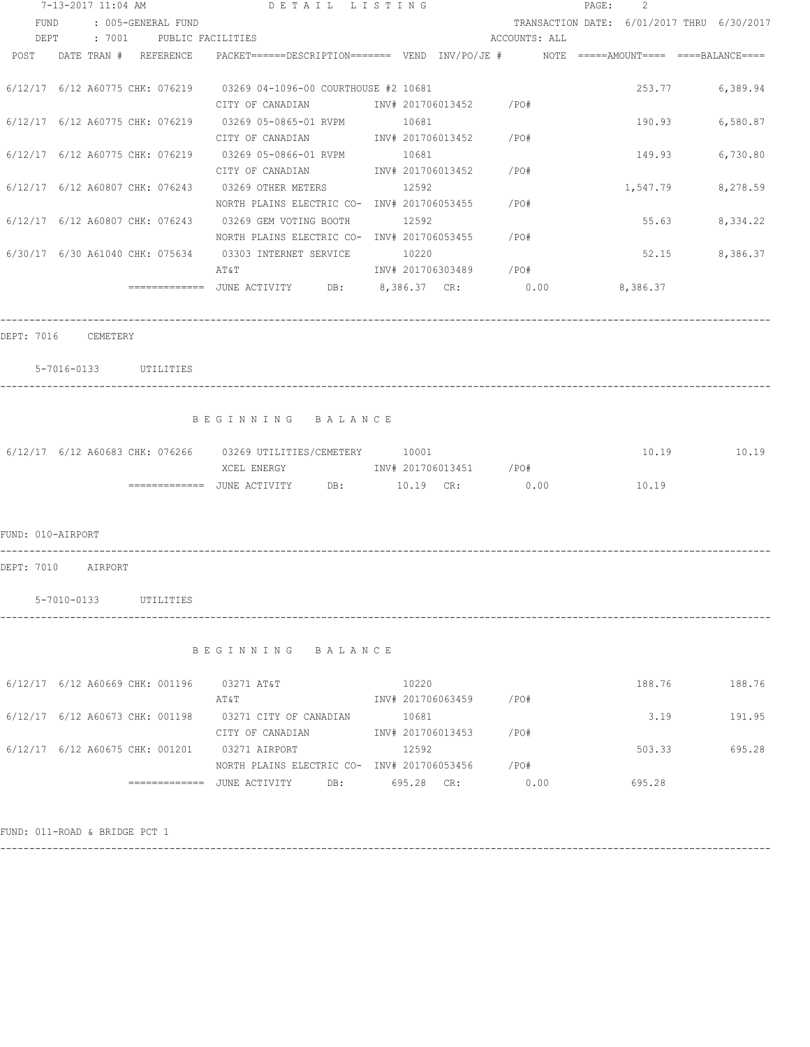7-13-2017 11:04 AM DETAIL LISTING

FUND : 005-GENERAL FUND — TRANSACTION DATE: 6/01/2017 THRU 6/30/2017

DEPT : 7001 PUBLIC FACILITIES — ACCOUNTS: ALL

| POST | DATE | TRAN # | REFERENCE | PACKET | DESCRIPTION | VEND | INV/PO/JE # | NOTE | AMOUNT | BALANCE |
|---|---|---|---|---|---|---|---|---|---|---|
| 6/12/17 | 6/12 | A60775 | CHK: 076219 | 03269 | 04-1096-00 COURTHOUSE #2 | 10681 | | | 253.77 | 6,389.94 |
| | | | | | CITY OF CANADIAN | | INV# 201706013452 /PO# | | | |
| 6/12/17 | 6/12 | A60775 | CHK: 076219 | 03269 | 05-0865-01 RVPM | 10681 | | | 190.93 | 6,580.87 |
| | | | | | CITY OF CANADIAN | | INV# 201706013452 /PO# | | | |
| 6/12/17 | 6/12 | A60775 | CHK: 076219 | 03269 | 05-0866-01 RVPM | 10681 | | | 149.93 | 6,730.80 |
| | | | | | CITY OF CANADIAN | | INV# 201706013452 /PO# | | | |
| 6/12/17 | 6/12 | A60807 | CHK: 076243 | 03269 | OTHER METERS | 12592 | | | 1,547.79 | 8,278.59 |
| | | | | | NORTH PLAINS ELECTRIC CO- | | INV# 201706053455 /PO# | | | |
| 6/12/17 | 6/12 | A60807 | CHK: 076243 | 03269 | GEM VOTING BOOTH | 12592 | | | 55.63 | 8,334.22 |
| | | | | | NORTH PLAINS ELECTRIC CO- | | INV# 201706053455 /PO# | | | |
| 6/30/17 | 6/30 | A61040 | CHK: 075634 | 03303 | INTERNET SERVICE | 10220 | | | 52.15 | 8,386.37 |
| | | | | | AT&T | | INV# 201706303489 /PO# | | | |

============= JUNE ACTIVITY DB: 8,386.37 CR: 0.00 8,386.37

DEPT: 7016 CEMETERY

5-7016-0133 UTILITIES

BEGINNING BALANCE

| POST | DATE | TRAN # | REFERENCE | PACKET | DESCRIPTION | VEND | INV/PO/JE # | NOTE | AMOUNT | BALANCE |
|---|---|---|---|---|---|---|---|---|---|---|
| 6/12/17 | 6/12 | A60683 | CHK: 076266 | 03269 | UTILITIES/CEMETERY | 10001 | | | 10.19 | 10.19 |
| | | | | | XCEL ENERGY | | INV# 201706013451 /PO# | | | |

============= JUNE ACTIVITY DB: 10.19 CR: 0.00 10.19

FUND: 010-AIRPORT

DEPT: 7010 AIRPORT

5-7010-0133 UTILITIES

BEGINNING BALANCE

| POST | DATE | TRAN # | REFERENCE | PACKET | DESCRIPTION | VEND | INV/PO/JE # | NOTE | AMOUNT | BALANCE |
|---|---|---|---|---|---|---|---|---|---|---|
| 6/12/17 | 6/12 | A60669 | CHK: 001196 | 03271 | AT&T | 10220 | | | 188.76 | 188.76 |
| | | | | | AT&T | | INV# 201706063459 /PO# | | | |
| 6/12/17 | 6/12 | A60673 | CHK: 001198 | 03271 | CITY OF CANADIAN | 10681 | | | 3.19 | 191.95 |
| | | | | | CITY OF CANADIAN | | INV# 201706013453 /PO# | | | |
| 6/12/17 | 6/12 | A60675 | CHK: 001201 | 03271 | AIRPORT | 12592 | | | 503.33 | 695.28 |
| | | | | | NORTH PLAINS ELECTRIC CO- | | INV# 201706053456 /PO# | | | |

============= JUNE ACTIVITY DB: 695.28 CR: 0.00 695.28

FUND: 011-ROAD & BRIDGE PCT 1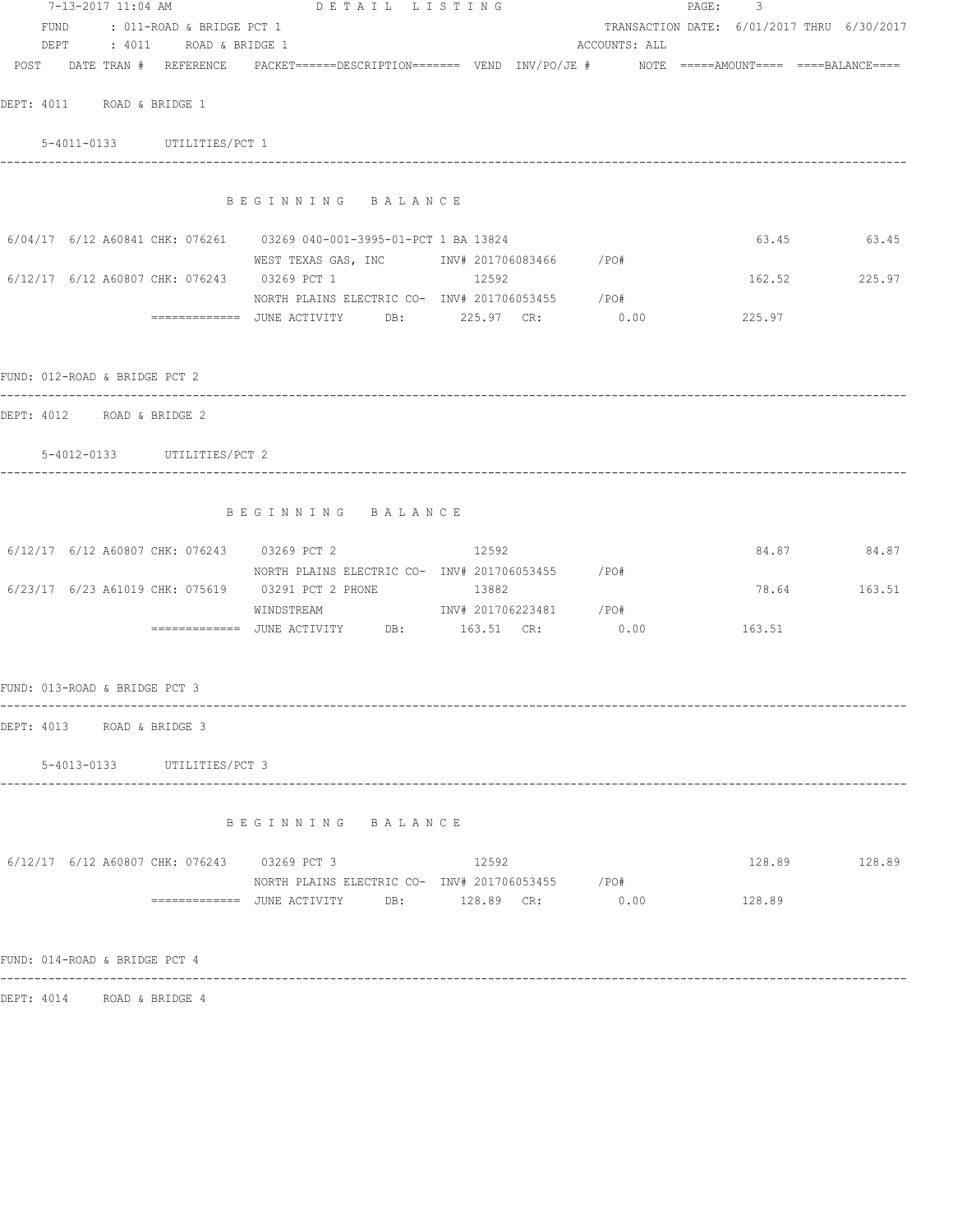7-13-2017 11:04 AM DETAIL LISTING

FUND : 011-ROAD & BRIDGE PCT 1 — TRANSACTION DATE: 6/01/2017 THRU 6/30/2017

DEPT : 4011 ROAD & BRIDGE 1 — ACCOUNTS: ALL

| POST | DATE | TRAN # | REFERENCE | PACKET | DESCRIPTION | VEND | INV/PO/JE # | NOTE | AMOUNT | BALANCE |
|---|---|---|---|---|---|---|---|---|---|---|

DEPT: 4011 ROAD & BRIDGE 1

5-4011-0133 UTILITIES/PCT 1

B E G I N N I N G   B A L A N C E

| POST | DATE | TRAN # | REFERENCE | PACKET | DESCRIPTION | VEND | INV/PO/JE # | NOTE | AMOUNT | BALANCE |
|---|---|---|---|---|---|---|---|---|---|---|
| 6/04/17 | 6/12 | A60841 | CHK: 076261 | 03269 | 040-001-3995-01-PCT 1 BA | 13824 | | | 63.45 | 63.45 |
| | | | | | WEST TEXAS GAS, INC | | INV# 201706083466 /PO# | | | |
| 6/12/17 | 6/12 | A60807 | CHK: 076243 | 03269 | PCT 1 | 12592 | | | 162.52 | 225.97 |
| | | | | | NORTH PLAINS ELECTRIC CO- | | INV# 201706053455 /PO# | | | |
| | | | ============= | | JUNE ACTIVITY DB: 225.97 CR: 0.00 | | | | 225.97 | |

FUND: 012-ROAD & BRIDGE PCT 2

DEPT: 4012 ROAD & BRIDGE 2

5-4012-0133 UTILITIES/PCT 2

B E G I N N I N G   B A L A N C E

| POST | DATE | TRAN # | REFERENCE | PACKET | DESCRIPTION | VEND | INV/PO/JE # | NOTE | AMOUNT | BALANCE |
|---|---|---|---|---|---|---|---|---|---|---|
| 6/12/17 | 6/12 | A60807 | CHK: 076243 | 03269 | PCT 2 | 12592 | | | 84.87 | 84.87 |
| | | | | | NORTH PLAINS ELECTRIC CO- | | INV# 201706053455 /PO# | | | |
| 6/23/17 | 6/23 | A61019 | CHK: 075619 | 03291 | PCT 2 PHONE | 13882 | | | 78.64 | 163.51 |
| | | | | | WINDSTREAM | | INV# 201706223481 /PO# | | | |
| | | | ============= | | JUNE ACTIVITY DB: 163.51 CR: 0.00 | | | | 163.51 | |

FUND: 013-ROAD & BRIDGE PCT 3

DEPT: 4013 ROAD & BRIDGE 3

5-4013-0133 UTILITIES/PCT 3

B E G I N N I N G   B A L A N C E

| POST | DATE | TRAN # | REFERENCE | PACKET | DESCRIPTION | VEND | INV/PO/JE # | NOTE | AMOUNT | BALANCE |
|---|---|---|---|---|---|---|---|---|---|---|
| 6/12/17 | 6/12 | A60807 | CHK: 076243 | 03269 | PCT 3 | 12592 | | | 128.89 | 128.89 |
| | | | | | NORTH PLAINS ELECTRIC CO- | | INV# 201706053455 /PO# | | | |
| | | | ============= | | JUNE ACTIVITY DB: 128.89 CR: 0.00 | | | | 128.89 | |

FUND: 014-ROAD & BRIDGE PCT 4

DEPT: 4014 ROAD & BRIDGE 4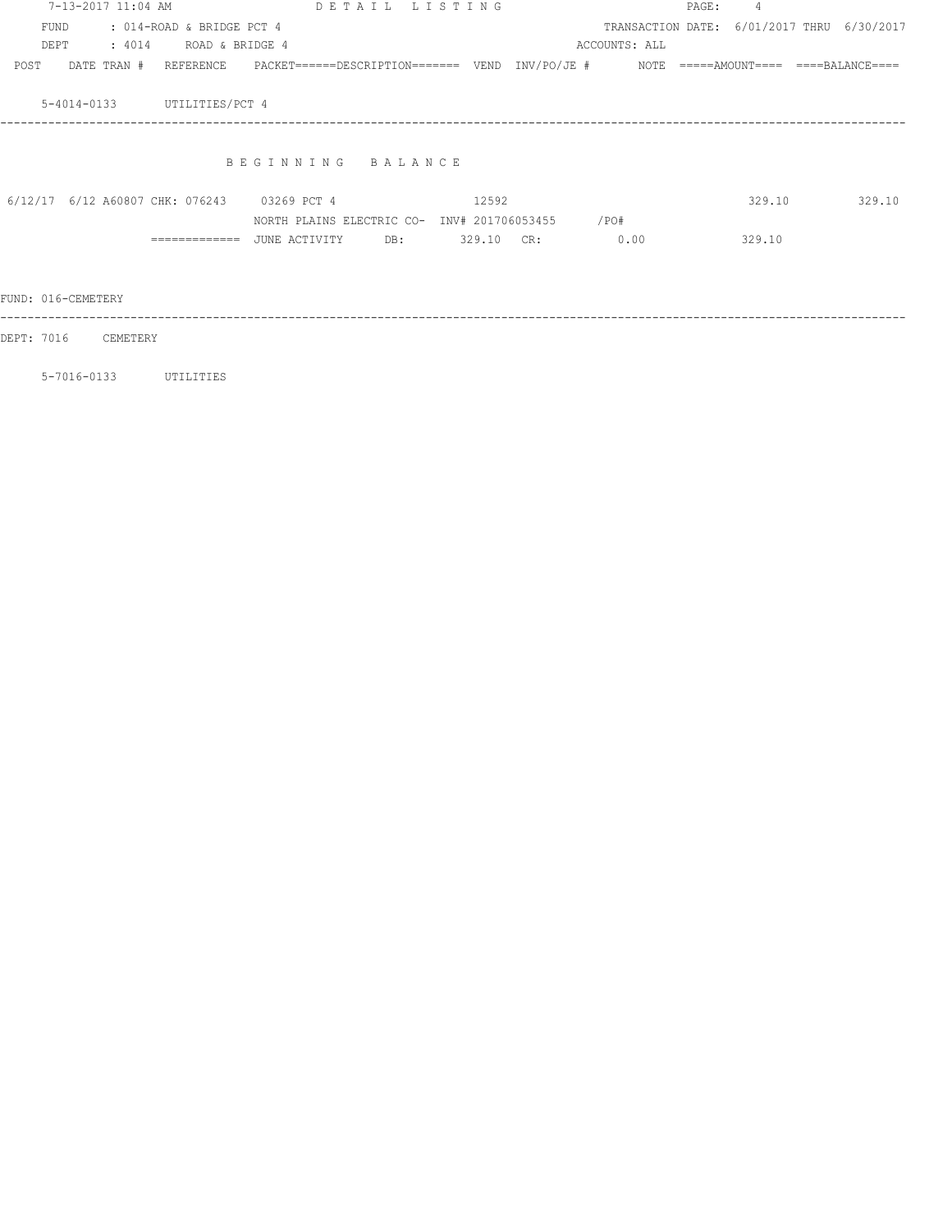DETAIL LISTING

FUND : 014-ROAD & BRIDGE PCT 4
DEPT : 4014 ROAD & BRIDGE 4

TRANSACTION DATE: 6/01/2017 THRU 6/30/2017
ACCOUNTS: ALL

| POST | DATE TRAN # | REFERENCE | PACKET======DESCRIPTION======= | VEND | INV/PO/JE # | NOTE | =====AMOUNT==== | ====BALANCE==== |
|---|---|---|---|---|---|---|---|---|

5-4014-0133 UTILITIES/PCT 4

B E G I N N I N G  B A L A N C E

| POST | DATE TRAN # | REFERENCE | PACKET======DESCRIPTION======= | VEND | INV/PO/JE # | NOTE | =====AMOUNT==== | ====BALANCE==== |
|---|---|---|---|---|---|---|---|---|
| 6/12/17 | 6/12 A60807 | CHK: 076243 | 03269 PCT 4 | 12592 | | | 329.10 | 329.10 |
| | | | NORTH PLAINS ELECTRIC CO- | | INV# 201706053455 /PO# | | | |
| | | ============= | JUNE ACTIVITY DB: 329.10 | | CR: 0.00 | | 329.10 | |

FUND: 016-CEMETERY

DEPT: 7016 CEMETERY

5-7016-0133 UTILITIES